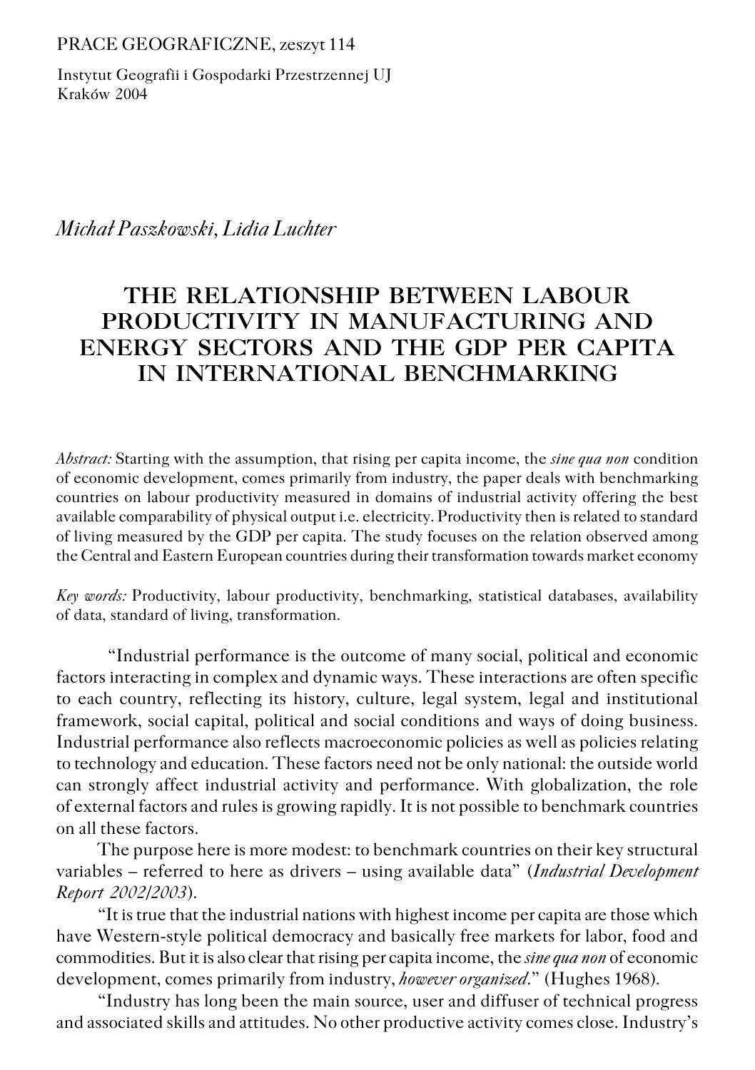PRACE GEOGRAFICZNE, zeszyt 114

Instytut Geografii i Gospodarki Przestrzennej UJ
Kraków 2004

*Michał Paszkowski, Lidia Luchter*

# THE RELATIONSHIP BETWEEN LABOUR PRODUCTIVITY IN MANUFACTURING AND ENERGY SECTORS AND THE GDP PER CAPITA IN INTERNATIONAL BENCHMARKING

*Abstract:* Starting with the assumption, that rising per capita income, the *sine qua non* condition of economic development, comes primarily from industry, the paper deals with benchmarking countries on labour productivity measured in domains of industrial activity offering the best available comparability of physical output i.e. electricity. Productivity then is related to standard of living measured by the GDP per capita. The study focuses on the relation observed among the Central and Eastern European countries during their transformation towards market economy

*Key words:* Productivity, labour productivity, benchmarking, statistical databases, availability of data, standard of living, transformation.

"Industrial performance is the outcome of many social, political and economic factors interacting in complex and dynamic ways. These interactions are often specific to each country, reflecting its history, culture, legal system, legal and institutional framework, social capital, political and social conditions and ways of doing business. Industrial performance also reflects macroeconomic policies as well as policies relating to technology and education. These factors need not be only national: the outside world can strongly affect industrial activity and performance. With globalization, the role of external factors and rules is growing rapidly. It is not possible to benchmark countries on all these factors.

The purpose here is more modest: to benchmark countries on their key structural variables – referred to here as drivers – using available data" (*Industrial Development Report 2002/2003*).

"It is true that the industrial nations with highest income per capita are those which have Western-style political democracy and basically free markets for labor, food and commodities. But it is also clear that rising per capita income, the *sine qua non* of economic development, comes primarily from industry, *however organized*." (Hughes 1968).

"Industry has long been the main source, user and diffuser of technical progress and associated skills and attitudes. No other productive activity comes close. Industry's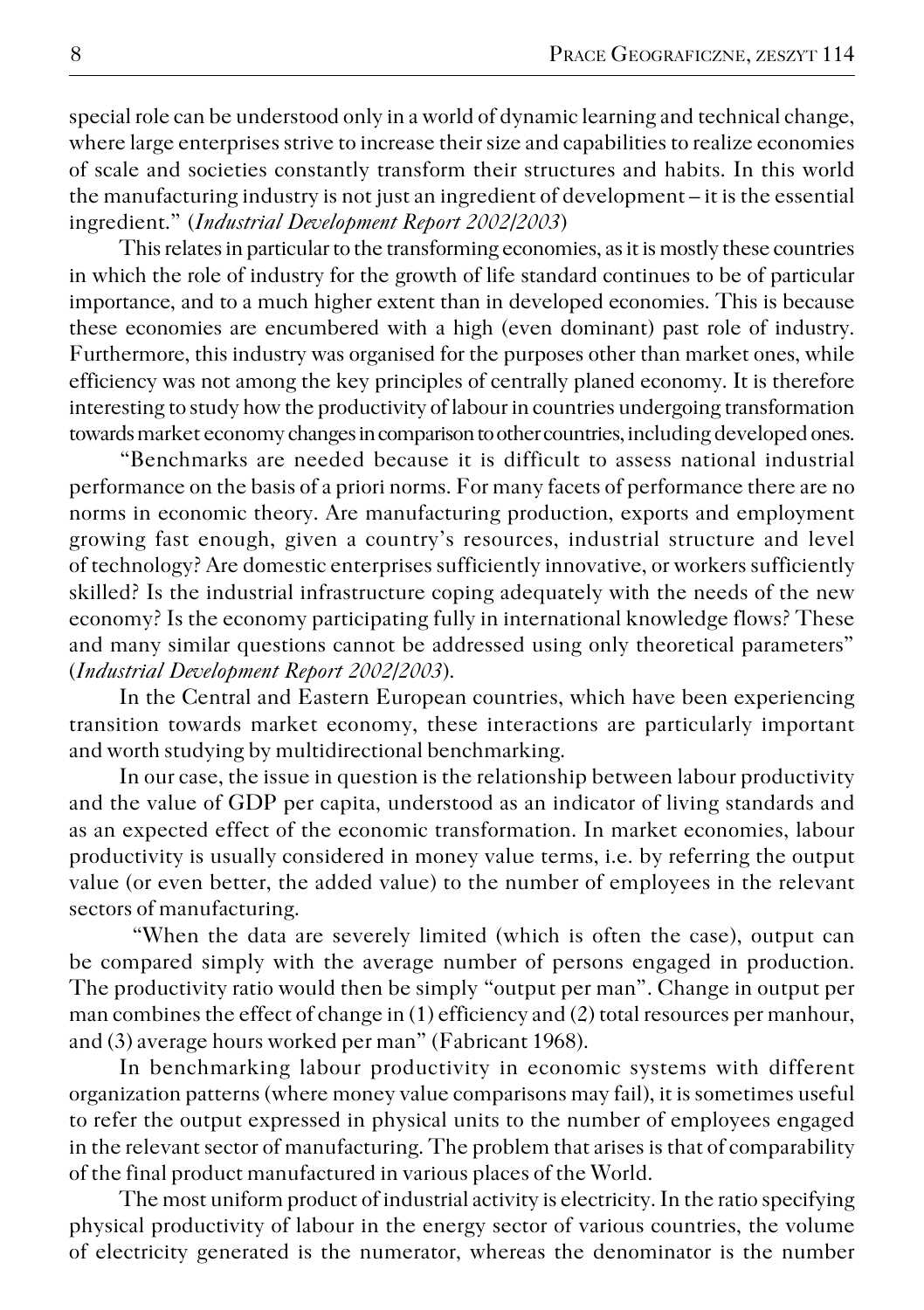special role can be understood only in a world of dynamic learning and technical change, where large enterprises strive to increase their size and capabilities to realize economies of scale and societies constantly transform their structures and habits. In this world the manufacturing industry is not just an ingredient of development – it is the essential ingredient." (*Industrial Development Report 2002/2003*)

This relates in particular to the transforming economies, as it is mostly these countries in which the role of industry for the growth of life standard continues to be of particular importance, and to a much higher extent than in developed economies. This is because these economies are encumbered with a high (even dominant) past role of industry. Furthermore, this industry was organised for the purposes other than market ones, while efficiency was not among the key principles of centrally planed economy. It is therefore interesting to study how the productivity of labour in countries undergoing transformation towards market economy changes in comparison to other countries, including developed ones.

"Benchmarks are needed because it is difficult to assess national industrial performance on the basis of a priori norms. For many facets of performance there are no norms in economic theory. Are manufacturing production, exports and employment growing fast enough, given a country's resources, industrial structure and level of technology? Are domestic enterprises sufficiently innovative, or workers sufficiently skilled? Is the industrial infrastructure coping adequately with the needs of the new economy? Is the economy participating fully in international knowledge flows? These and many similar questions cannot be addressed using only theoretical parameters" (*Industrial Development Report 2002/2003*).

In the Central and Eastern European countries, which have been experiencing transition towards market economy, these interactions are particularly important and worth studying by multidirectional benchmarking.

In our case, the issue in question is the relationship between labour productivity and the value of GDP per capita, understood as an indicator of living standards and as an expected effect of the economic transformation. In market economies, labour productivity is usually considered in money value terms, i.e. by referring the output value (or even better, the added value) to the number of employees in the relevant sectors of manufacturing.

"When the data are severely limited (which is often the case), output can be compared simply with the average number of persons engaged in production. The productivity ratio would then be simply "output per man". Change in output per man combines the effect of change in (1) efficiency and (2) total resources per manhour, and (3) average hours worked per man" (Fabricant 1968).

In benchmarking labour productivity in economic systems with different organization patterns (where money value comparisons may fail), it is sometimes useful to refer the output expressed in physical units to the number of employees engaged in the relevant sector of manufacturing. The problem that arises is that of comparability of the final product manufactured in various places of the World.

The most uniform product of industrial activity is electricity. In the ratio specifying physical productivity of labour in the energy sector of various countries, the volume of electricity generated is the numerator, whereas the denominator is the number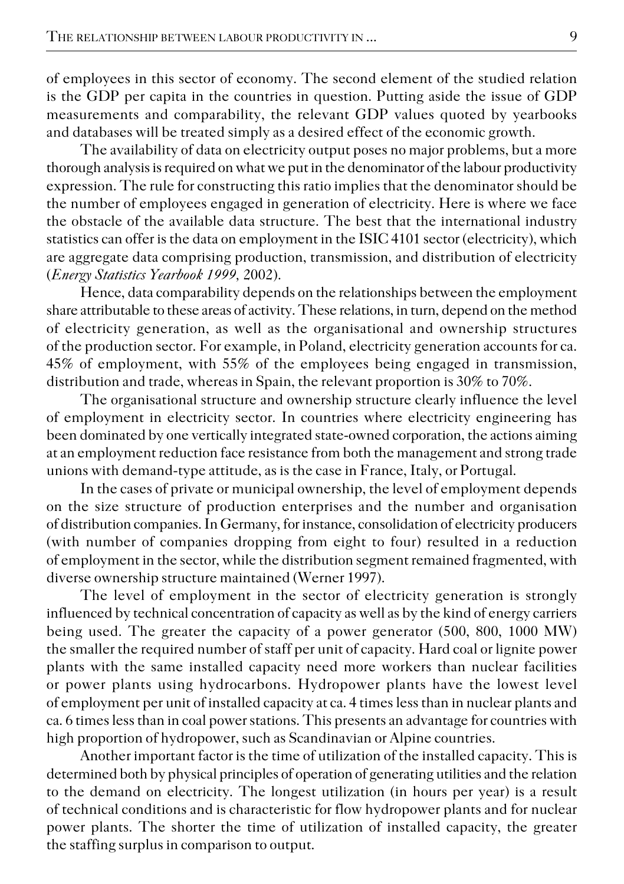of employees in this sector of economy. The second element of the studied relation is the GDP per capita in the countries in question. Putting aside the issue of GDP measurements and comparability, the relevant GDP values quoted by yearbooks and databases will be treated simply as a desired effect of the economic growth.

The availability of data on electricity output poses no major problems, but a more thorough analysis is required on what we put in the denominator of the labour productivity expression. The rule for constructing this ratio implies that the denominator should be the number of employees engaged in generation of electricity. Here is where we face the obstacle of the available data structure. The best that the international industry statistics can offer is the data on employment in the ISIC 4101 sector (electricity), which are aggregate data comprising production, transmission, and distribution of electricity (*Energy Statistics Yearbook 1999*, 2002).

Hence, data comparability depends on the relationships between the employment share attributable to these areas of activity. These relations, in turn, depend on the method of electricity generation, as well as the organisational and ownership structures of the production sector. For example, in Poland, electricity generation accounts for ca. 45% of employment, with 55% of the employees being engaged in transmission, distribution and trade, whereas in Spain, the relevant proportion is 30% to 70%.

The organisational structure and ownership structure clearly influence the level of employment in electricity sector. In countries where electricity engineering has been dominated by one vertically integrated state-owned corporation, the actions aiming at an employment reduction face resistance from both the management and strong trade unions with demand-type attitude, as is the case in France, Italy, or Portugal.

In the cases of private or municipal ownership, the level of employment depends on the size structure of production enterprises and the number and organisation of distribution companies. In Germany, for instance, consolidation of electricity producers (with number of companies dropping from eight to four) resulted in a reduction of employment in the sector, while the distribution segment remained fragmented, with diverse ownership structure maintained (Werner 1997).

The level of employment in the sector of electricity generation is strongly influenced by technical concentration of capacity as well as by the kind of energy carriers being used. The greater the capacity of a power generator (500, 800, 1000 MW) the smaller the required number of staff per unit of capacity. Hard coal or lignite power plants with the same installed capacity need more workers than nuclear facilities or power plants using hydrocarbons. Hydropower plants have the lowest level of employment per unit of installed capacity at ca. 4 times less than in nuclear plants and ca. 6 times less than in coal power stations. This presents an advantage for countries with high proportion of hydropower, such as Scandinavian or Alpine countries.

Another important factor is the time of utilization of the installed capacity. This is determined both by physical principles of operation of generating utilities and the relation to the demand on electricity. The longest utilization (in hours per year) is a result of technical conditions and is characteristic for flow hydropower plants and for nuclear power plants. The shorter the time of utilization of installed capacity, the greater the staffing surplus in comparison to output.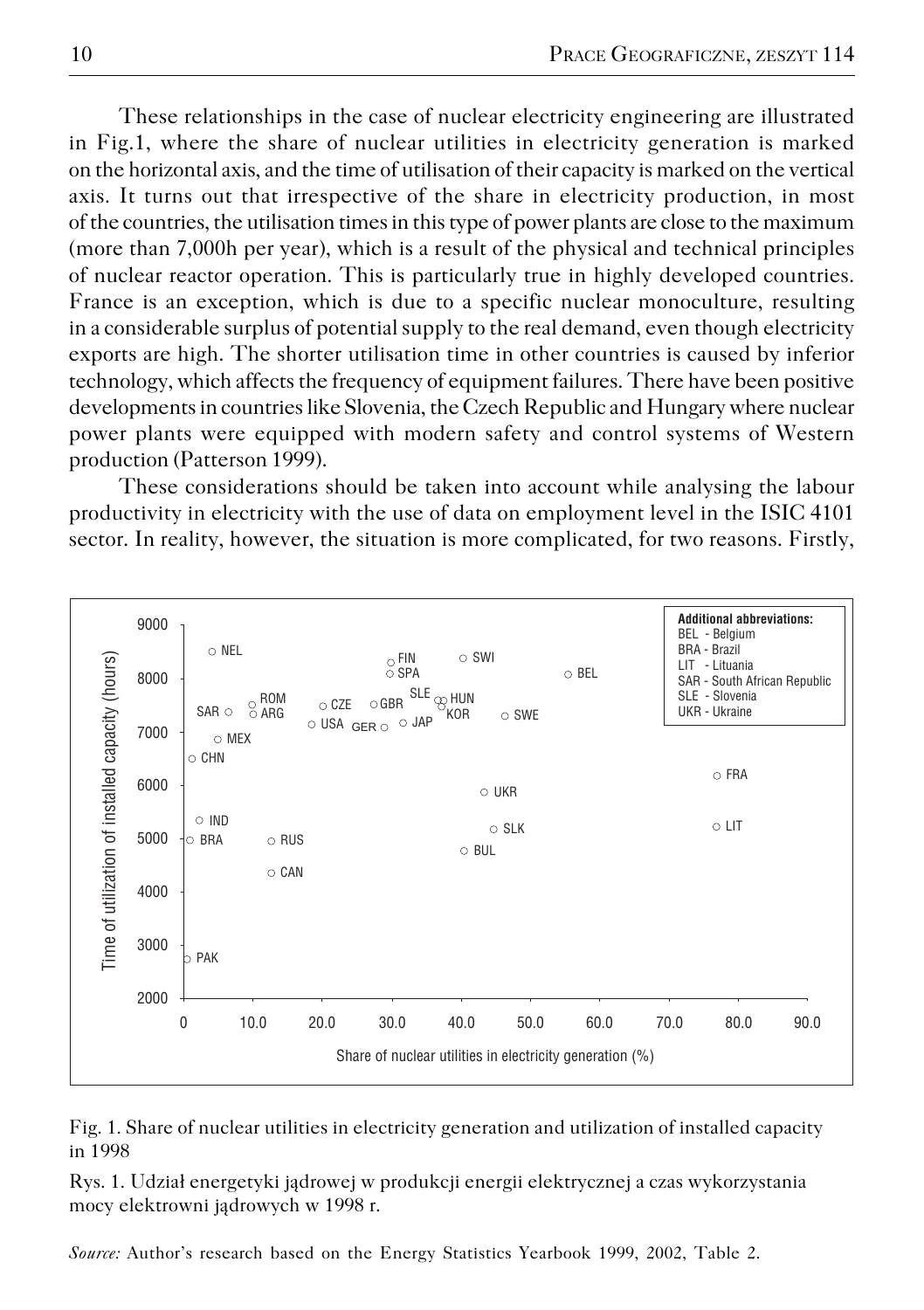These relationships in the case of nuclear electricity engineering are illustrated in Fig.1, where the share of nuclear utilities in electricity generation is marked on the horizontal axis, and the time of utilisation of their capacity is marked on the vertical axis. It turns out that irrespective of the share in electricity production, in most of the countries, the utilisation times in this type of power plants are close to the maximum (more than 7,000h per year), which is a result of the physical and technical principles of nuclear reactor operation. This is particularly true in highly developed countries. France is an exception, which is due to a specific nuclear monoculture, resulting in a considerable surplus of potential supply to the real demand, even though electricity exports are high. The shorter utilisation time in other countries is caused by inferior technology, which affects the frequency of equipment failures. There have been positive developments in countries like Slovenia, the Czech Republic and Hungary where nuclear power plants were equipped with modern safety and control systems of Western production (Patterson 1999).

These considerations should be taken into account while analysing the labour productivity in electricity with the use of data on employment level in the ISIC 4101 sector. In reality, however, the situation is more complicated, for two reasons. Firstly,

Fig. 1. Share of nuclear utilities in electricity generation and utilization of installed capacity in 1998

Rys. 1. Udział energetyki jądrowej w produkcji energii elektrycznej a czas wykorzystania mocy elektrowni jądrowych w 1998 r.

*Source:* Author's research based on the Energy Statistics Yearbook 1999, 2002, Table 2.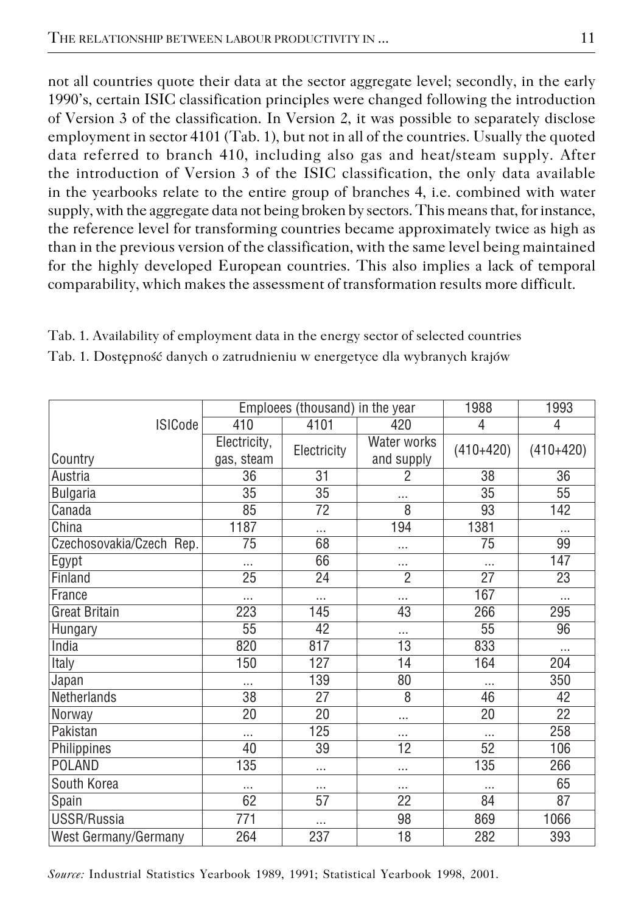not all countries quote their data at the sector aggregate level; secondly, in the early 1990's, certain ISIC classification principles were changed following the introduction of Version 3 of the classification. In Version 2, it was possible to separately disclose employment in sector 4101 (Tab. 1), but not in all of the countries. Usually the quoted data referred to branch 410, including also gas and heat/steam supply. After the introduction of Version 3 of the ISIC classification, the only data available in the yearbooks relate to the entire group of branches 4, i.e. combined with water supply, with the aggregate data not being broken by sectors. This means that, for instance, the reference level for transforming countries became approximately twice as high as than in the previous version of the classification, with the same level being maintained for the highly developed European countries. This also implies a lack of temporal comparability, which makes the assessment of transformation results more difficult.

Tab. 1. Availability of employment data in the energy sector of selected countries

Tab. 1. Dostępność danych o zatrudnieniu w energetyce dla wybranych krajów

| | Emploees (thousand) in the year | | | 1988 | 1993 |
|---|---|---|---|---|---|
| ISICode | 410 | 4101 | 420 | 4 | 4 |
| Country | Electricity, gas, steam | Electricity | Water works and supply | (410+420) | (410+420) |
| Austria | 36 | 31 | 2 | 38 | 36 |
| Bulgaria | 35 | 35 | ... | 35 | 55 |
| Canada | 85 | 72 | 8 | 93 | 142 |
| China | 1187 | ... | 194 | 1381 | ... |
| Czechosovakia/Czech Rep. | 75 | 68 | ... | 75 | 99 |
| Egypt | ... | 66 | ... | ... | 147 |
| Finland | 25 | 24 | 2 | 27 | 23 |
| France | ... | ... | ... | 167 | ... |
| Great Britain | 223 | 145 | 43 | 266 | 295 |
| Hungary | 55 | 42 | ... | 55 | 96 |
| India | 820 | 817 | 13 | 833 | ... |
| Italy | 150 | 127 | 14 | 164 | 204 |
| Japan | ... | 139 | 80 | ... | 350 |
| Netherlands | 38 | 27 | 8 | 46 | 42 |
| Norway | 20 | 20 | ... | 20 | 22 |
| Pakistan | ... | 125 | ... | ... | 258 |
| Philippines | 40 | 39 | 12 | 52 | 106 |
| POLAND | 135 | ... | ... | 135 | 266 |
| South Korea | ... | ... | ... | ... | 65 |
| Spain | 62 | 57 | 22 | 84 | 87 |
| USSR/Russia | 771 | ... | 98 | 869 | 1066 |
| West Germany/Germany | 264 | 237 | 18 | 282 | 393 |

*Source:* Industrial Statistics Yearbook 1989, 1991; Statistical Yearbook 1998, 2001.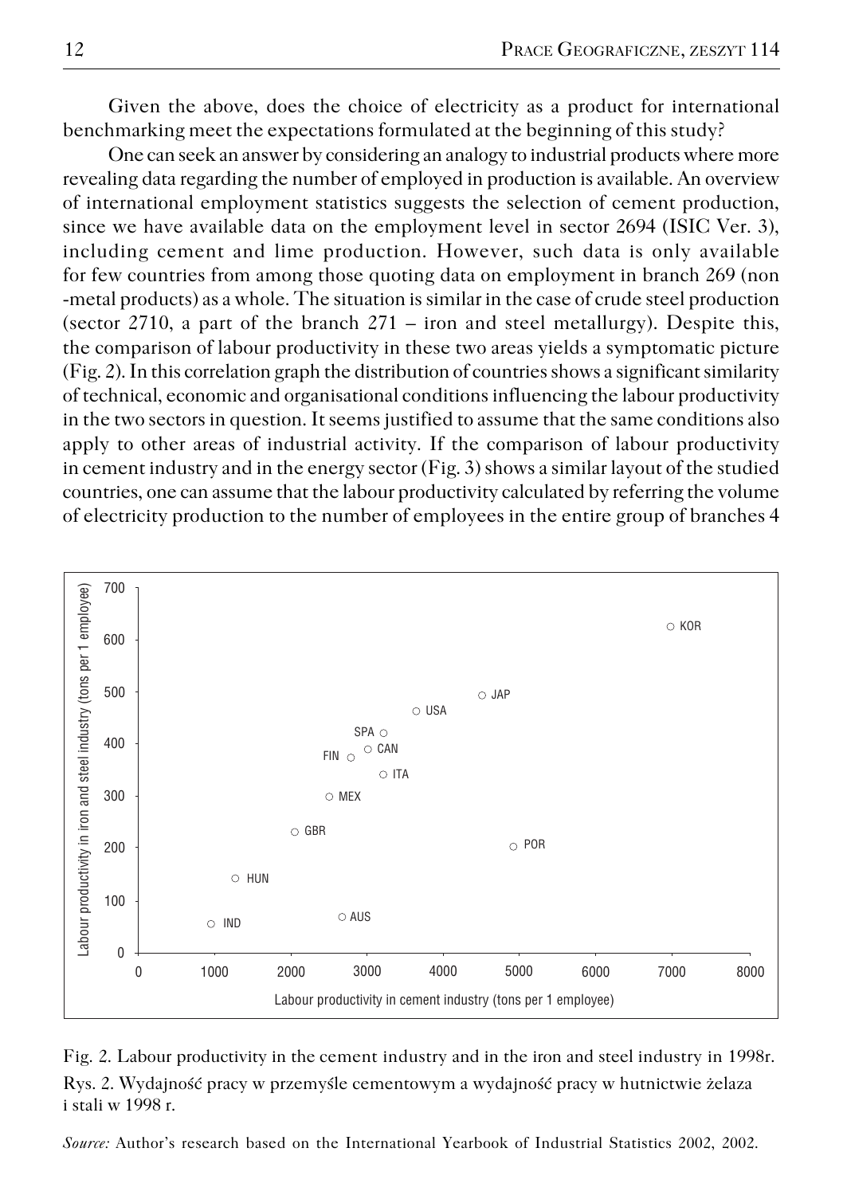Given the above, does the choice of electricity as a product for international benchmarking meet the expectations formulated at the beginning of this study?

One can seek an answer by considering an analogy to industrial products where more revealing data regarding the number of employed in production is available. An overview of international employment statistics suggests the selection of cement production, since we have available data on the employment level in sector 2694 (ISIC Ver. 3), including cement and lime production. However, such data is only available for few countries from among those quoting data on employment in branch 269 (non -metal products) as a whole. The situation is similar in the case of crude steel production (sector 2710, a part of the branch 271 – iron and steel metallurgy). Despite this, the comparison of labour productivity in these two areas yields a symptomatic picture (Fig. 2). In this correlation graph the distribution of countries shows a significant similarity of technical, economic and organisational conditions influencing the labour productivity in the two sectors in question. It seems justified to assume that the same conditions also apply to other areas of industrial activity. If the comparison of labour productivity in cement industry and in the energy sector (Fig. 3) shows a similar layout of the studied countries, one can assume that the labour productivity calculated by referring the volume of electricity production to the number of employees in the entire group of branches 4

Fig. 2. Labour productivity in the cement industry and in the iron and steel industry in 1998r.
Rys. 2. Wydajność pracy w przemyśle cementowym a wydajność pracy w hutnictwie żelaza i stali w 1998 r.

*Source:* Author's research based on the International Yearbook of Industrial Statistics 2002, 2002.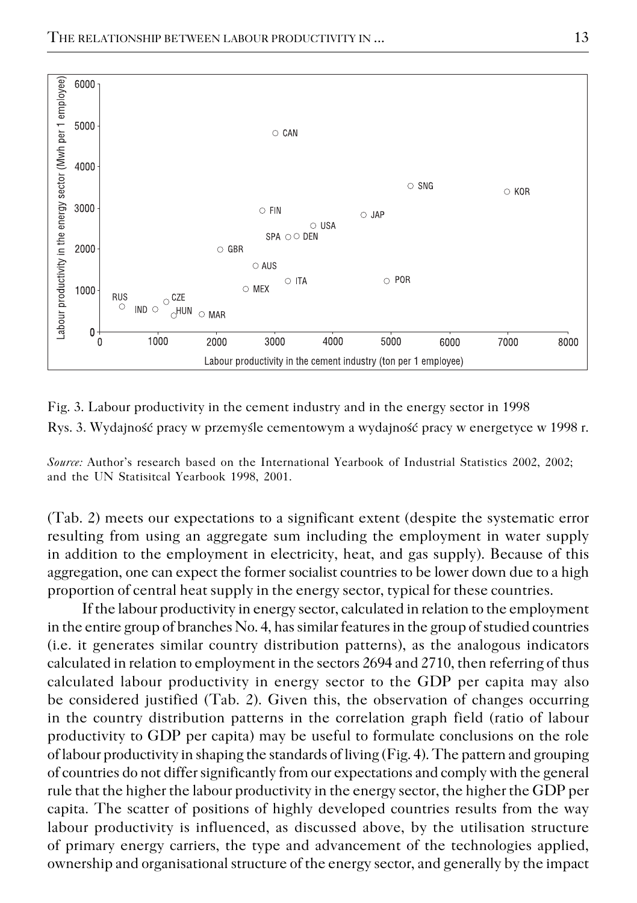Fig. 3. Labour productivity in the cement industry and in the energy sector in 1998

Rys. 3. Wydajność pracy w przemyśle cementowym a wydajność pracy w energetyce w 1998 r.

*Source:* Author's research based on the International Yearbook of Industrial Statistics 2002, 2002; and the UN Statisitcal Yearbook 1998, 2001.

(Tab. 2) meets our expectations to a significant extent (despite the systematic error resulting from using an aggregate sum including the employment in water supply in addition to the employment in electricity, heat, and gas supply). Because of this aggregation, one can expect the former socialist countries to be lower down due to a high proportion of central heat supply in the energy sector, typical for these countries.

If the labour productivity in energy sector, calculated in relation to the employment in the entire group of branches No. 4, has similar features in the group of studied countries (i.e. it generates similar country distribution patterns), as the analogous indicators calculated in relation to employment in the sectors 2694 and 2710, then referring of thus calculated labour productivity in energy sector to the GDP per capita may also be considered justified (Tab. 2). Given this, the observation of changes occurring in the country distribution patterns in the correlation graph field (ratio of labour productivity to GDP per capita) may be useful to formulate conclusions on the role of labour productivity in shaping the standards of living (Fig. 4). The pattern and grouping of countries do not differ significantly from our expectations and comply with the general rule that the higher the labour productivity in the energy sector, the higher the GDP per capita. The scatter of positions of highly developed countries results from the way labour productivity is influenced, as discussed above, by the utilisation structure of primary energy carriers, the type and advancement of the technologies applied, ownership and organisational structure of the energy sector, and generally by the impact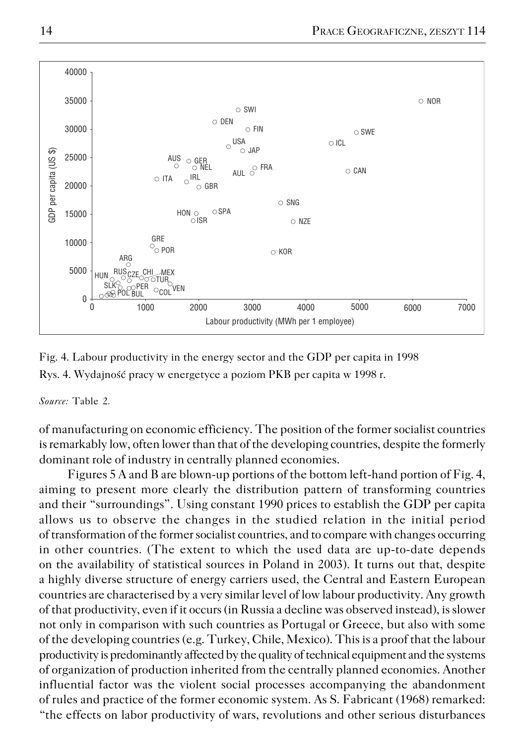Fig. 4. Labour productivity in the energy sector and the GDP per capita in 1998

Rys. 4. Wydajność pracy w energetyce a poziom PKB per capita w 1998 r.

*Source:* Table 2.

of manufacturing on economic efficiency. The position of the former socialist countries is remarkably low, often lower than that of the developing countries, despite the formerly dominant role of industry in centrally planned economies.

Figures 5 A and B are blown-up portions of the bottom left-hand portion of Fig. 4, aiming to present more clearly the distribution pattern of transforming countries and their "surroundings". Using constant 1990 prices to establish the GDP per capita allows us to observe the changes in the studied relation in the initial period of transformation of the former socialist countries, and to compare with changes occurring in other countries. (The extent to which the used data are up-to-date depends on the availability of statistical sources in Poland in 2003). It turns out that, despite a highly diverse structure of energy carriers used, the Central and Eastern European countries are characterised by a very similar level of low labour productivity. Any growth of that productivity, even if it occurs (in Russia a decline was observed instead), is slower not only in comparison with such countries as Portugal or Greece, but also with some of the developing countries (e.g. Turkey, Chile, Mexico). This is a proof that the labour productivity is predominantly affected by the quality of technical equipment and the systems of organization of production inherited from the centrally planned economies. Another influential factor was the violent social processes accompanying the abandonment of rules and practice of the former economic system. As S. Fabricant (1968) remarked: "the effects on labor productivity of wars, revolutions and other serious disturbances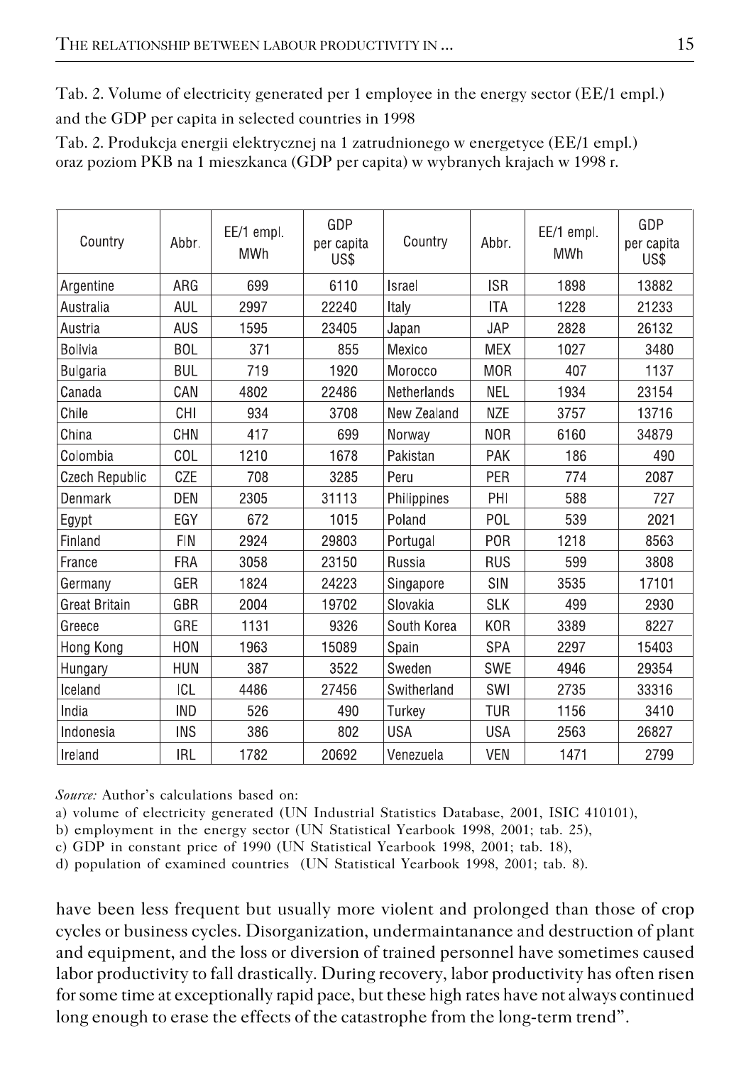Tab. 2. Volume of electricity generated per 1 employee in the energy sector (EE/1 empl.) and the GDP per capita in selected countries in 1998

Tab. 2. Produkcja energii elektrycznej na 1 zatrudnionego w energetyce (EE/1 empl.) oraz poziom PKB na 1 mieszkanca (GDP per capita) w wybranych krajach w 1998 r.

| Country | Abbr. | EE/1 empl. MWh | GDP per capita US$ | Country | Abbr. | EE/1 empl. MWh | GDP per capita US$ |
|---|---|---|---|---|---|---|---|
| Argentine | ARG | 699 | 6110 | Israel | ISR | 1898 | 13882 |
| Australia | AUL | 2997 | 22240 | Italy | ITA | 1228 | 21233 |
| Austria | AUS | 1595 | 23405 | Japan | JAP | 2828 | 26132 |
| Bolivia | BOL | 371 | 855 | Mexico | MEX | 1027 | 3480 |
| Bulgaria | BUL | 719 | 1920 | Morocco | MOR | 407 | 1137 |
| Canada | CAN | 4802 | 22486 | Netherlands | NEL | 1934 | 23154 |
| Chile | CHI | 934 | 3708 | New Zealand | NZE | 3757 | 13716 |
| China | CHN | 417 | 699 | Norway | NOR | 6160 | 34879 |
| Colombia | COL | 1210 | 1678 | Pakistan | PAK | 186 | 490 |
| Czech Republic | CZE | 708 | 3285 | Peru | PER | 774 | 2087 |
| Denmark | DEN | 2305 | 31113 | Philippines | PHI | 588 | 727 |
| Egypt | EGY | 672 | 1015 | Poland | POL | 539 | 2021 |
| Finland | FIN | 2924 | 29803 | Portugal | POR | 1218 | 8563 |
| France | FRA | 3058 | 23150 | Russia | RUS | 599 | 3808 |
| Germany | GER | 1824 | 24223 | Singapore | SIN | 3535 | 17101 |
| Great Britain | GBR | 2004 | 19702 | Slovakia | SLK | 499 | 2930 |
| Greece | GRE | 1131 | 9326 | South Korea | KOR | 3389 | 8227 |
| Hong Kong | HON | 1963 | 15089 | Spain | SPA | 2297 | 15403 |
| Hungary | HUN | 387 | 3522 | Sweden | SWE | 4946 | 29354 |
| Iceland | ICL | 4486 | 27456 | Switherland | SWI | 2735 | 33316 |
| India | IND | 526 | 490 | Turkey | TUR | 1156 | 3410 |
| Indonesia | INS | 386 | 802 | USA | USA | 2563 | 26827 |
| Ireland | IRL | 1782 | 20692 | Venezuela | VEN | 1471 | 2799 |

*Source:* Author's calculations based on:

a) volume of electricity generated (UN Industrial Statistics Database, 2001, ISIC 410101),

b) employment in the energy sector (UN Statistical Yearbook 1998, 2001; tab. 25),

c) GDP in constant price of 1990 (UN Statistical Yearbook 1998, 2001; tab. 18),

d) population of examined countries (UN Statistical Yearbook 1998, 2001; tab. 8).

have been less frequent but usually more violent and prolonged than those of crop cycles or business cycles. Disorganization, undermaintanance and destruction of plant and equipment, and the loss or diversion of trained personnel have sometimes caused labor productivity to fall drastically. During recovery, labor productivity has often risen for some time at exceptionally rapid pace, but these high rates have not always continued long enough to erase the effects of the catastrophe from the long-term trend".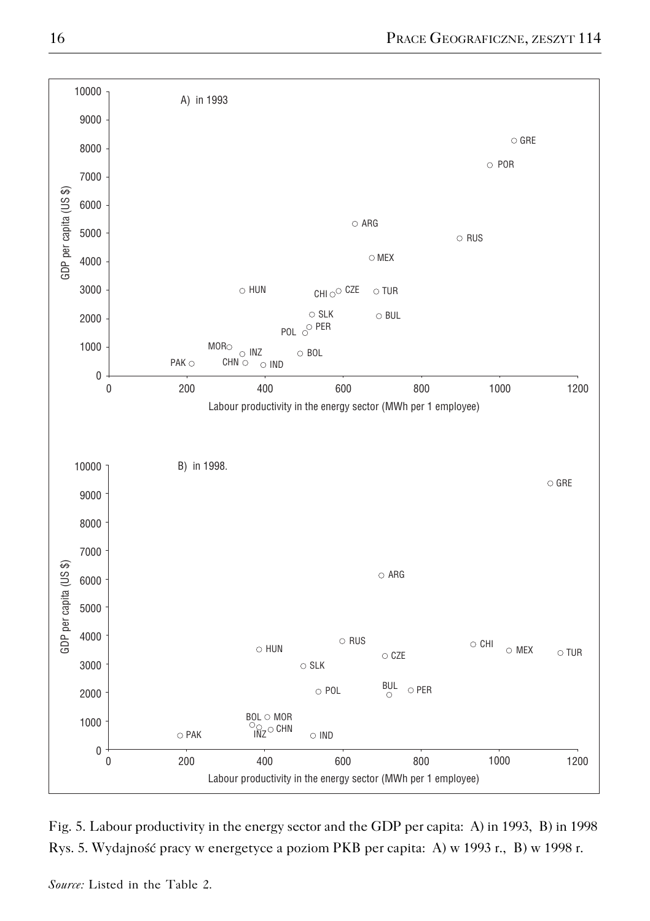Fig. 5. Labour productivity in the energy sector and the GDP per capita: A) in 1993, B) in 1998

Rys. 5. Wydajność pracy w energetyce a poziom PKB per capita: A) w 1993 r., B) w 1998 r.

*Source:* Listed in the Table 2.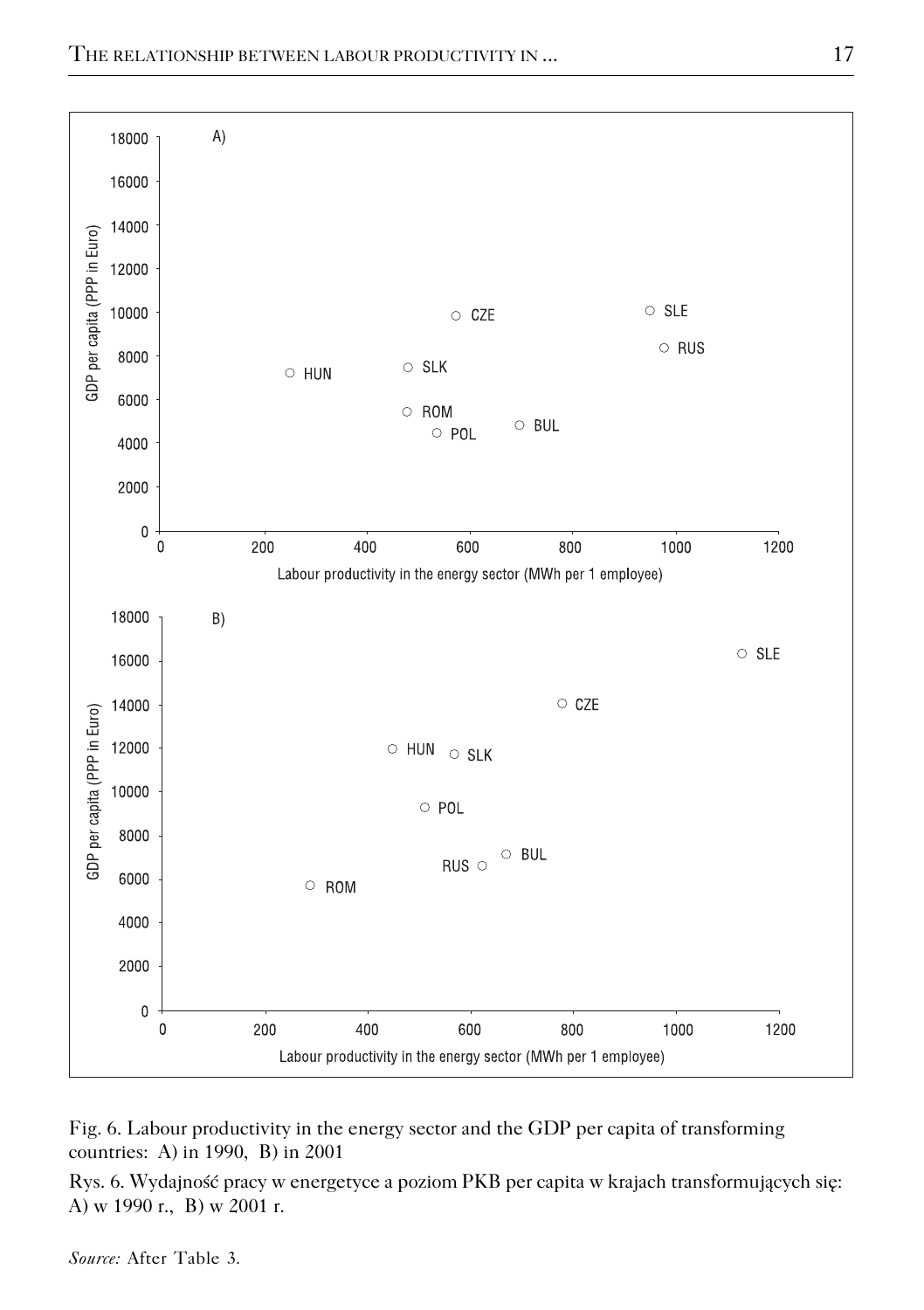Fig. 6. Labour productivity in the energy sector and the GDP per capita of transforming countries: A) in 1990, B) in 2001

Rys. 6. Wydajność pracy w energetyce a poziom PKB per capita w krajach transformujących się: A) w 1990 r., B) w 2001 r.

*Source:* After Table 3.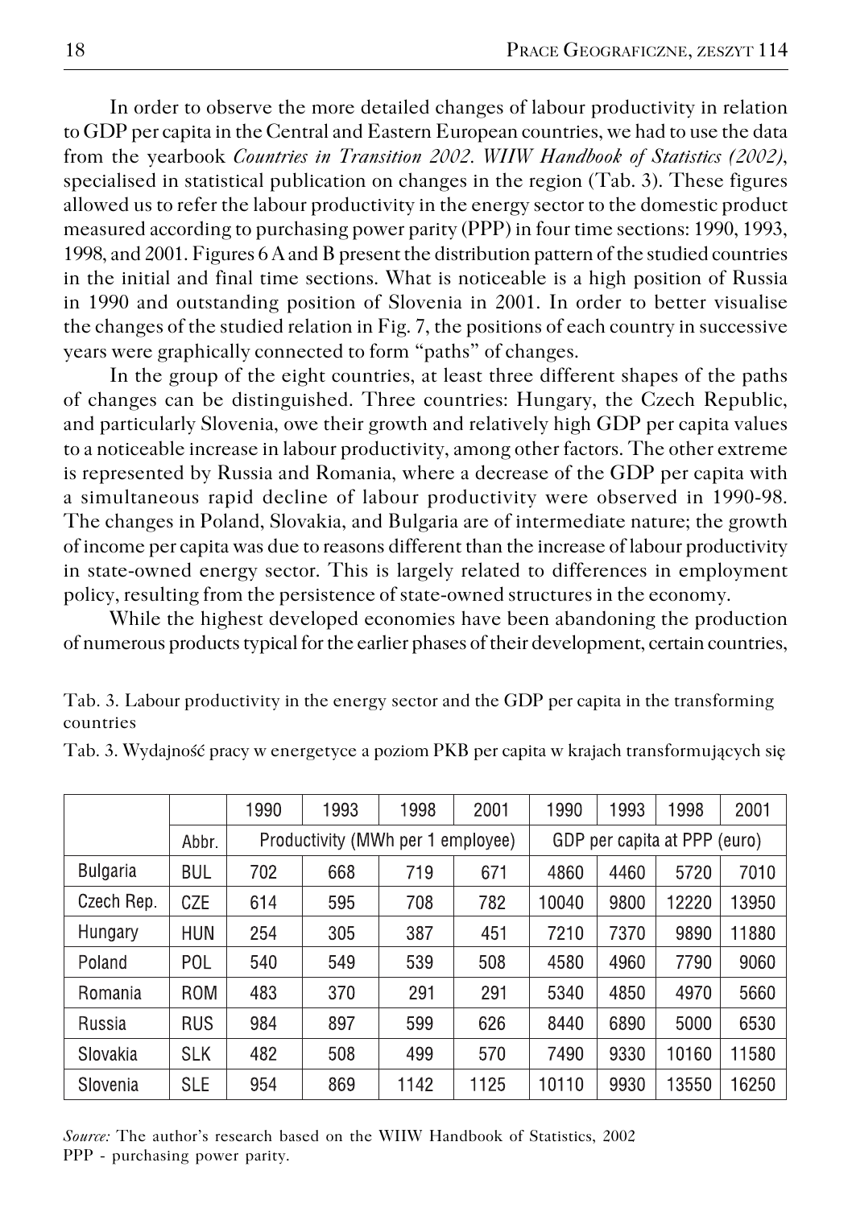In order to observe the more detailed changes of labour productivity in relation to GDP per capita in the Central and Eastern European countries, we had to use the data from the yearbook *Countries in Transition 2002. WIIW Handbook of Statistics (2002)*, specialised in statistical publication on changes in the region (Tab. 3). These figures allowed us to refer the labour productivity in the energy sector to the domestic product measured according to purchasing power parity (PPP) in four time sections: 1990, 1993, 1998, and 2001. Figures 6 A and B present the distribution pattern of the studied countries in the initial and final time sections. What is noticeable is a high position of Russia in 1990 and outstanding position of Slovenia in 2001. In order to better visualise the changes of the studied relation in Fig. 7, the positions of each country in successive years were graphically connected to form "paths" of changes.

In the group of the eight countries, at least three different shapes of the paths of changes can be distinguished. Three countries: Hungary, the Czech Republic, and particularly Slovenia, owe their growth and relatively high GDP per capita values to a noticeable increase in labour productivity, among other factors. The other extreme is represented by Russia and Romania, where a decrease of the GDP per capita with a simultaneous rapid decline of labour productivity were observed in 1990-98. The changes in Poland, Slovakia, and Bulgaria are of intermediate nature; the growth of income per capita was due to reasons different than the increase of labour productivity in state-owned energy sector. This is largely related to differences in employment policy, resulting from the persistence of state-owned structures in the economy.

While the highest developed economies have been abandoning the production of numerous products typical for the earlier phases of their development, certain countries,

Tab. 3. Labour productivity in the energy sector and the GDP per capita in the transforming countries

Tab. 3. Wydajność pracy w energetyce a poziom PKB per capita w krajach transformujących się

| | | 1990 | 1993 | 1998 | 2001 | 1990 | 1993 | 1998 | 2001 |
|---|---|---|---|---|---|---|---|---|---|
| | Abbr. | Productivity (MWh per 1 employee) | | | | GDP per capita at PPP (euro) | | | |
| Bulgaria | BUL | 702 | 668 | 719 | 671 | 4860 | 4460 | 5720 | 7010 |
| Czech Rep. | CZE | 614 | 595 | 708 | 782 | 10040 | 9800 | 12220 | 13950 |
| Hungary | HUN | 254 | 305 | 387 | 451 | 7210 | 7370 | 9890 | 11880 |
| Poland | POL | 540 | 549 | 539 | 508 | 4580 | 4960 | 7790 | 9060 |
| Romania | ROM | 483 | 370 | 291 | 291 | 5340 | 4850 | 4970 | 5660 |
| Russia | RUS | 984 | 897 | 599 | 626 | 8440 | 6890 | 5000 | 6530 |
| Slovakia | SLK | 482 | 508 | 499 | 570 | 7490 | 9330 | 10160 | 11580 |
| Slovenia | SLE | 954 | 869 | 1142 | 1125 | 10110 | 9930 | 13550 | 16250 |

*Source:* The author's research based on the WIIW Handbook of Statistics, 2002
PPP - purchasing power parity.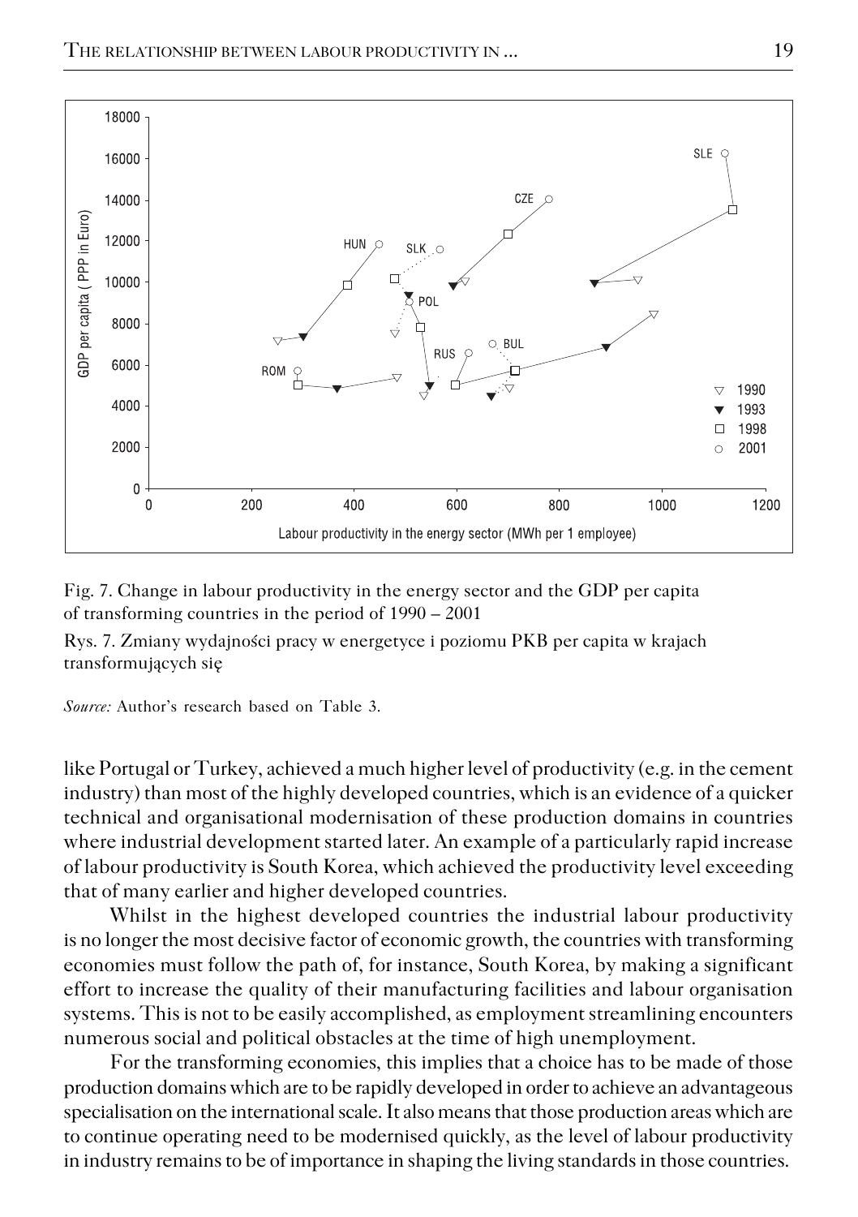Fig. 7. Change in labour productivity in the energy sector and the GDP per capita of transforming countries in the period of 1990 – 2001

Rys. 7. Zmiany wydajności pracy w energetyce i poziomu PKB per capita w krajach transformujących się

*Source:* Author's research based on Table 3.

like Portugal or Turkey, achieved a much higher level of productivity (e.g. in the cement industry) than most of the highly developed countries, which is an evidence of a quicker technical and organisational modernisation of these production domains in countries where industrial development started later. An example of a particularly rapid increase of labour productivity is South Korea, which achieved the productivity level exceeding that of many earlier and higher developed countries.

Whilst in the highest developed countries the industrial labour productivity is no longer the most decisive factor of economic growth, the countries with transforming economies must follow the path of, for instance, South Korea, by making a significant effort to increase the quality of their manufacturing facilities and labour organisation systems. This is not to be easily accomplished, as employment streamlining encounters numerous social and political obstacles at the time of high unemployment.

For the transforming economies, this implies that a choice has to be made of those production domains which are to be rapidly developed in order to achieve an advantageous specialisation on the international scale. It also means that those production areas which are to continue operating need to be modernised quickly, as the level of labour productivity in industry remains to be of importance in shaping the living standards in those countries.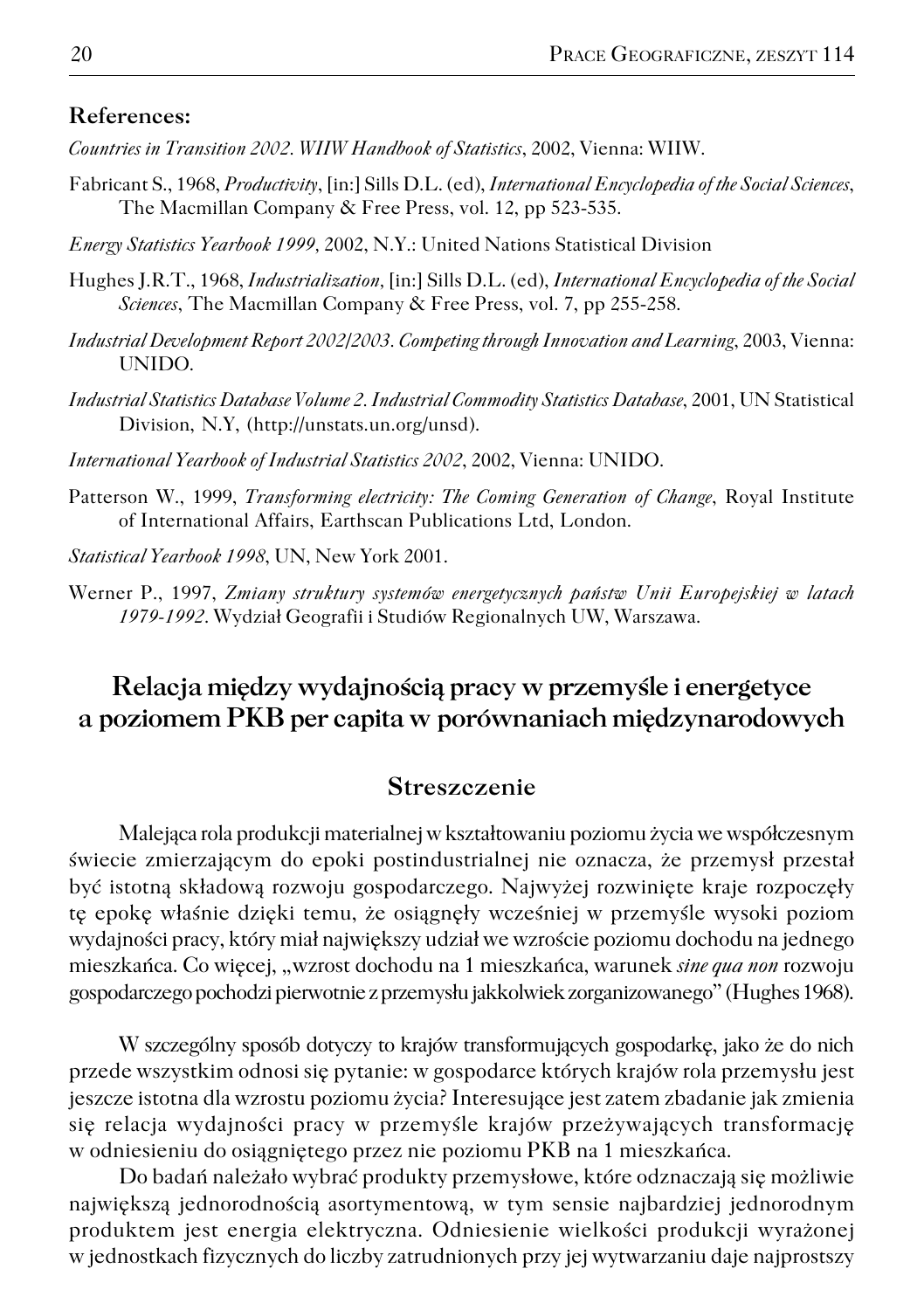**References:**

*Countries in Transition 2002. WIIW Handbook of Statistics*, 2002, Vienna: WIIW.

Fabricant S., 1968, *Productivity*, [in:] Sills D.L. (ed), *International Encyclopedia of the Social Sciences*, The Macmillan Company & Free Press, vol. 12, pp 523-535.

*Energy Statistics Yearbook 1999*, 2002, N.Y.: United Nations Statistical Division

Hughes J.R.T., 1968, *Industrialization*, [in:] Sills D.L. (ed), *International Encyclopedia of the Social Sciences*, The Macmillan Company & Free Press, vol. 7, pp 255-258.

*Industrial Development Report 2002/2003. Competing through Innovation and Learning*, 2003, Vienna: UNIDO.

*Industrial Statistics Database Volume 2. Industrial Commodity Statistics Database*, 2001, UN Statistical Division, N.Y, (http://unstats.un.org/unsd).

*International Yearbook of Industrial Statistics 2002*, 2002, Vienna: UNIDO.

Patterson W., 1999, *Transforming electricity: The Coming Generation of Change*, Royal Institute of International Affairs, Earthscan Publications Ltd, London.

*Statistical Yearbook 1998*, UN, New York 2001.

Werner P., 1997, *Zmiany struktury systemów energetycznych państw Unii Europejskiej w latach 1979-1992*. Wydział Geografii i Studiów Regionalnych UW, Warszawa.

## Relacja między wydajnością pracy w przemyśle i energetyce a poziomem PKB per capita w porównaniach międzynarodowych

### Streszczenie

Malejąca rola produkcji materialnej w kształtowaniu poziomu życia we współczesnym świecie zmierzającym do epoki postindustrialnej nie oznacza, że przemysł przestał być istotną składową rozwoju gospodarczego. Najwyżej rozwinięte kraje rozpoczęły tę epokę właśnie dzięki temu, że osiągnęły wcześniej w przemyśle wysoki poziom wydajności pracy, który miał największy udział we wzroście poziomu dochodu na jednego mieszkańca. Co więcej, „wzrost dochodu na 1 mieszkańca, warunek *sine qua non* rozwoju gospodarczego pochodzi pierwotnie z przemysłu jakkolwiek zorganizowanego" (Hughes 1968).

W szczególny sposób dotyczy to krajów transformujących gospodarkę, jako że do nich przede wszystkim odnosi się pytanie: w gospodarce których krajów rola przemysłu jest jeszcze istotna dla wzrostu poziomu życia? Interesujące jest zatem zbadanie jak zmienia się relacja wydajności pracy w przemyśle krajów przeżywających transformację w odniesieniu do osiągniętego przez nie poziomu PKB na 1 mieszkańca.

Do badań należało wybrać produkty przemysłowe, które odznaczają się możliwie największą jednorodnością asortymentową, w tym sensie najbardziej jednorodnym produktem jest energia elektryczna. Odniesienie wielkości produkcji wyrażonej w jednostkach fizycznych do liczby zatrudnionych przy jej wytwarzaniu daje najprostszy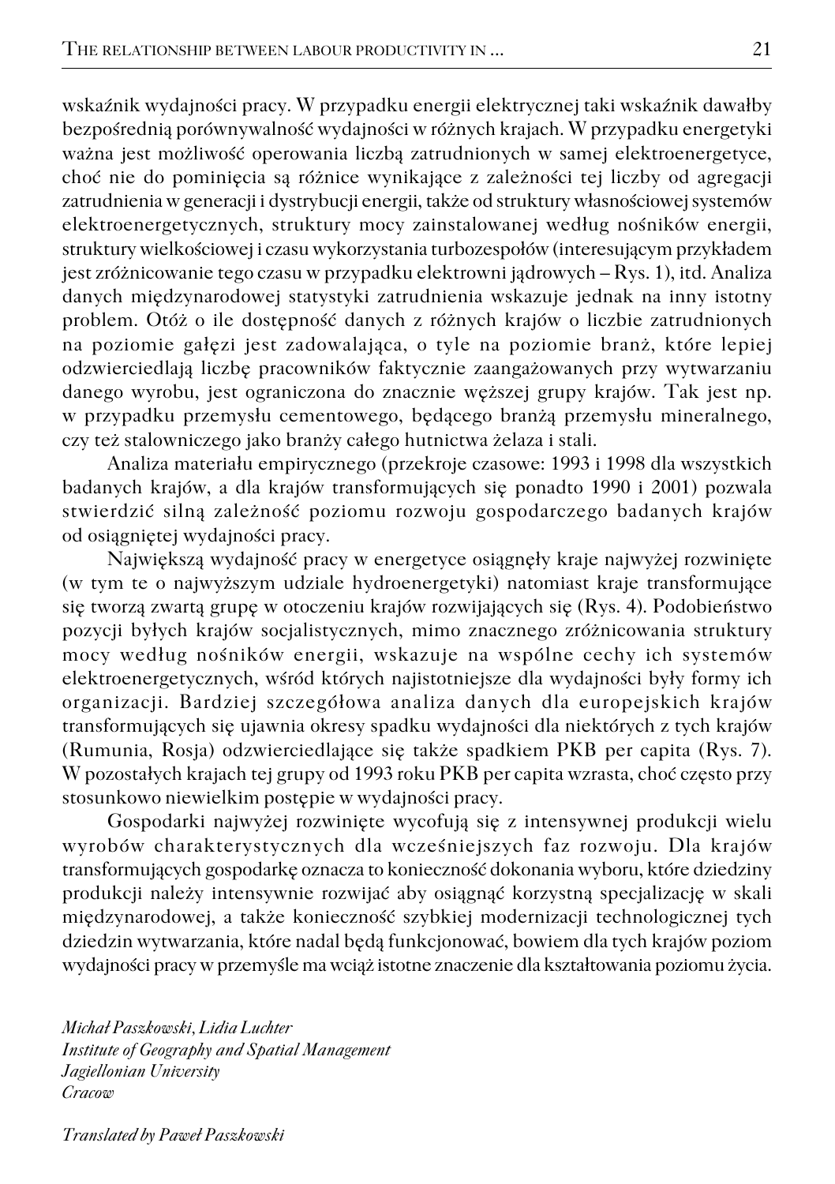wskaźnik wydajności pracy. W przypadku energii elektrycznej taki wskaźnik dawałby bezpośrednią porównywalność wydajności w różnych krajach. W przypadku energetyki ważna jest możliwość operowania liczbą zatrudnionych w samej elektroenergetyce, choć nie do pominięcia są różnice wynikające z zależności tej liczby od agregacji zatrudnienia w generacji i dystrybucji energii, także od struktury własnościowej systemów elektroenergetycznych, struktury mocy zainstalowanej według nośników energii, struktury wielkościowej i czasu wykorzystania turbozespołów (interesującym przykładem jest zróżnicowanie tego czasu w przypadku elektrowni jądrowych – Rys. 1), itd. Analiza danych międzynarodowej statystyki zatrudnienia wskazuje jednak na inny istotny problem. Otóż o ile dostępność danych z różnych krajów o liczbie zatrudnionych na poziomie gałęzi jest zadowalająca, o tyle na poziomie branż, które lepiej odzwierciedlają liczbę pracowników faktycznie zaangażowanych przy wytwarzaniu danego wyrobu, jest ograniczona do znacznie węższej grupy krajów. Tak jest np. w przypadku przemysłu cementowego, będącego branżą przemysłu mineralnego, czy też stalowniczego jako branży całego hutnictwa żelaza i stali.

Analiza materiału empirycznego (przekroje czasowe: 1993 i 1998 dla wszystkich badanych krajów, a dla krajów transformujących się ponadto 1990 i 2001) pozwala stwierdzić silną zależność poziomu rozwoju gospodarczego badanych krajów od osiągniętej wydajności pracy.

Największą wydajność pracy w energetyce osiągnęły kraje najwyżej rozwinięte (w tym te o najwyższym udziale hydroenergetyki) natomiast kraje transformujące się tworzą zwartą grupę w otoczeniu krajów rozwijających się (Rys. 4). Podobieństwo pozycji byłych krajów socjalistycznych, mimo znacznego zróżnicowania struktury mocy według nośników energii, wskazuje na wspólne cechy ich systemów elektroenergetycznych, wśród których najistotniejsze dla wydajności były formy ich organizacji. Bardziej szczegółowa analiza danych dla europejskich krajów transformujących się ujawnia okresy spadku wydajności dla niektórych z tych krajów (Rumunia, Rosja) odzwierciedlające się także spadkiem PKB per capita (Rys. 7). W pozostałych krajach tej grupy od 1993 roku PKB per capita wzrasta, choć często przy stosunkowo niewielkim postępie w wydajności pracy.

Gospodarki najwyżej rozwinięte wycofują się z intensywnej produkcji wielu wyrobów charakterystycznych dla wcześniejszych faz rozwoju. Dla krajów transformujących gospodarkę oznacza to konieczność dokonania wyboru, które dziedziny produkcji należy intensywnie rozwijać aby osiągnąć korzystną specjalizację w skali międzynarodowej, a także konieczność szybkiej modernizacji technologicznej tych dziedzin wytwarzania, które nadal będą funkcjonować, bowiem dla tych krajów poziom wydajności pracy w przemyśle ma wciąż istotne znaczenie dla kształtowania poziomu życia.

*Michał Paszkowski, Lidia Luchter*
*Institute of Geography and Spatial Management*
*Jagiellonian University*
*Cracow*

*Translated by Paweł Paszkowski*